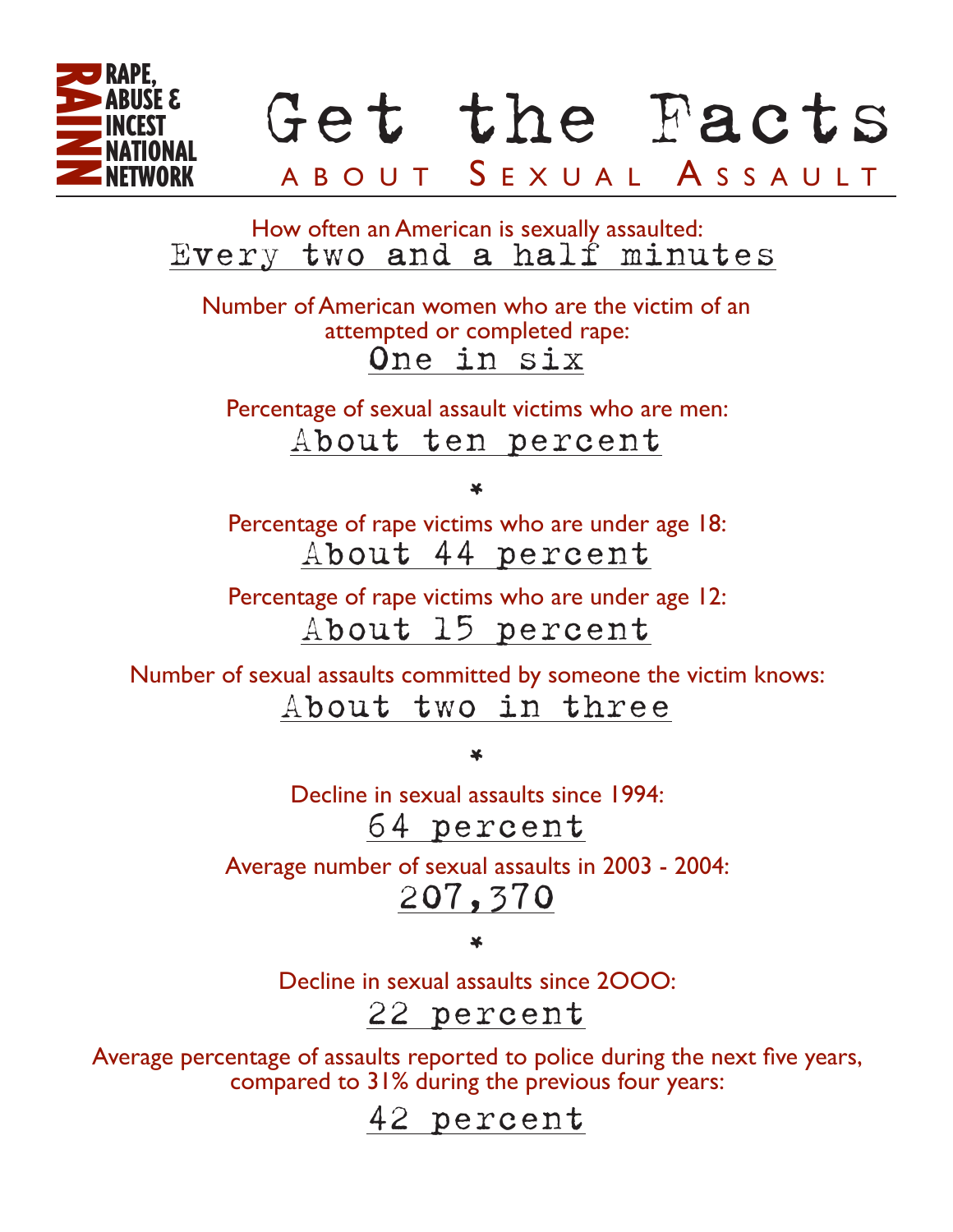RAINN
RAPE, ABUSE & INCEST NATIONAL NETWORK

# Get the Facts

## ABOUT SEXUAL ASSAULT

How often an American is sexually assaulted:
**Every two and a half minutes**

Number of American women who are the victim of an attempted or completed rape:
**One in six**

Percentage of sexual assault victims who are men:
**About ten percent**

*

Percentage of rape victims who are under age 18:
**About 44 percent**

Percentage of rape victims who are under age 12:
**About 15 percent**

Number of sexual assaults committed by someone the victim knows:
**About two in three**

*

Decline in sexual assaults since 1994:
**64 percent**

Average number of sexual assaults in 2003 - 2004:
**207,370**

*

Decline in sexual assaults since 2000:
**22 percent**

Average percentage of assaults reported to police during the next five years, compared to 31% during the previous four years:
**42 percent**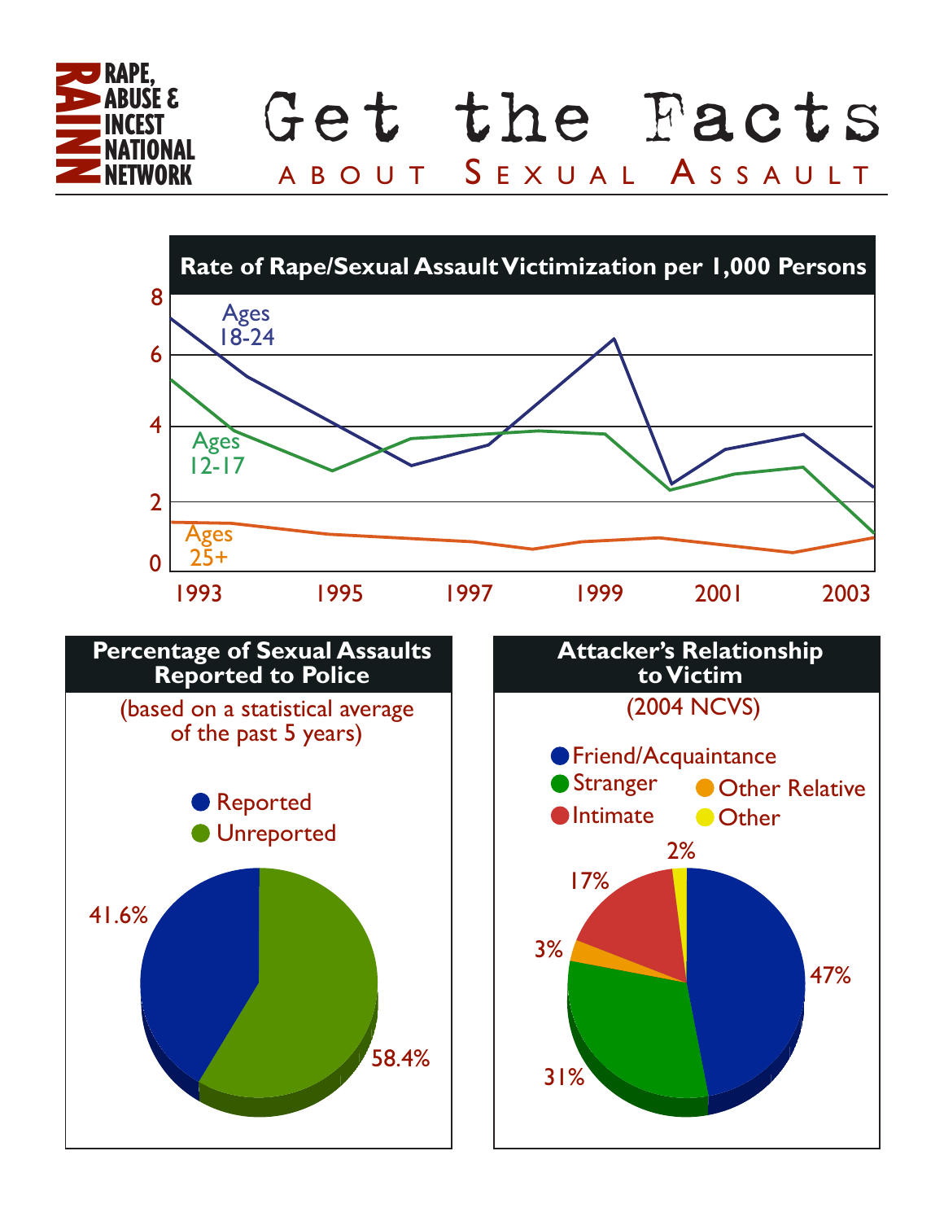RAINN RAPE, ABUSE & INCEST NATIONAL NETWORK

# Get the Facts

## ABOUT SEXUAL ASSAULT

### Rate of Rape/Sexual Assault Victimization per 1,000 Persons

8
6
4
2
0

Ages 18-24
Ages 12-17
Ages 25+

1993
1995
1997
1999
2001
2003

### Percentage of Sexual Assaults Reported to Police

(based on a statistical average of the past 5 years)

Reported
Unreported

41.6%
58.4%

### Attacker's Relationship to Victim

(2004 NCVS)

Friend/Acquaintance
Stranger
Intimate
Other Relative
Other

2%
17%
3%
47%
31%